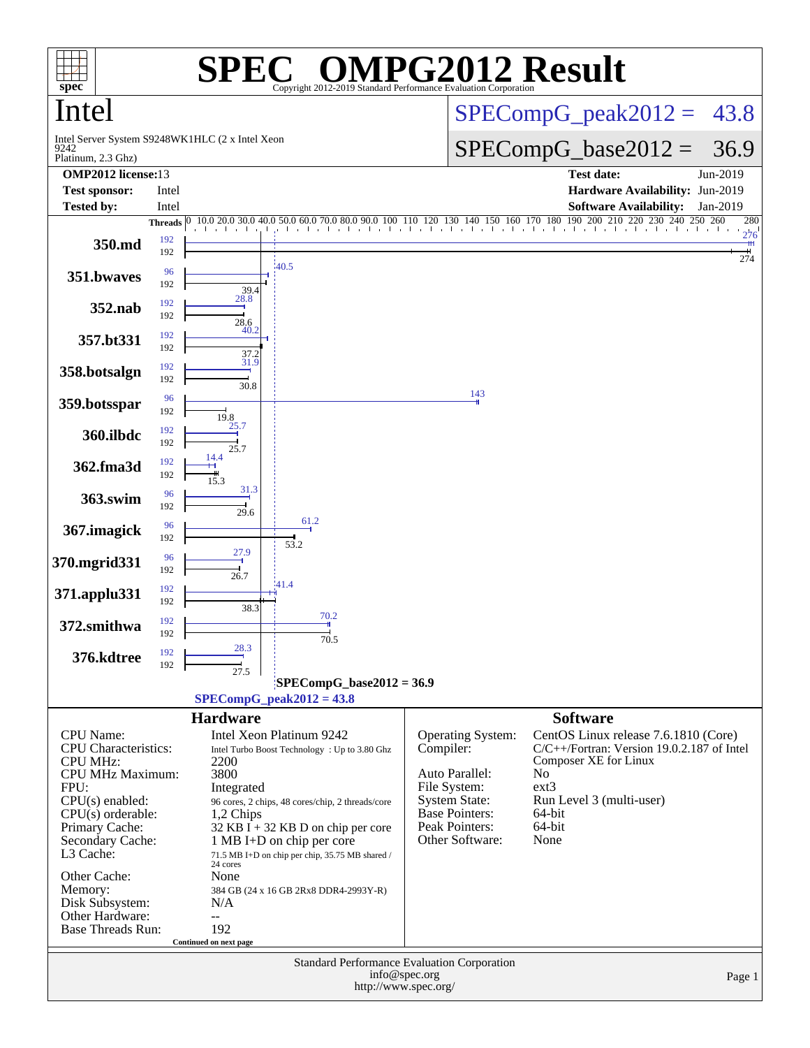# SPEC OMPG2012 Result

Copyright 2012-2019 Standard Performance Evaluation Corporation

## Intel

Intel Server System S9248WK1HLC (2 x Intel Xeon 9242 Platinum, 2.3 Ghz)

**SPECompG_peak2012 = 43.8**

**SPECompG_base2012 = 36.9**

| | | | |
|---|---|---|---|
| **OMP2012 license:** | 13 | **Test date:** | Jun-2019 |
| **Test sponsor:** | Intel | **Hardware Availability:** | Jun-2019 |
| **Tested by:** | Intel | **Software Availability:** | Jan-2019 |

| Benchmark | Peak Threads | Peak Ratio | Base Threads | Base Ratio |
|---|---|---|---|---|
| 350.md | 192 | 276 | 192 | 274 |
| 351.bwaves | 96 | 40.5 | 192 | 39.4 |
| 352.nab | 192 | 28.8 | 192 | 28.6 |
| 357.bt331 | 192 | 40.2 | 192 | 37.2 |
| 358.botsalgn | 192 | 31.9 | 192 | 30.8 |
| 359.botsspar | 96 | 143 | 192 | 19.8 |
| 360.ilbdc | 192 | 25.7 | 192 | 25.7 |
| 362.fma3d | 192 | 14.4 | 192 | 15.3 |
| 363.swim | 96 | 31.3 | 192 | 29.6 |
| 367.imagick | 96 | 61.2 | 192 | 53.2 |
| 370.mgrid331 | 96 | 27.9 | 192 | 26.7 |
| 371.applu331 | 192 | 41.4 | 192 | 38.3 |
| 372.smithwa | 192 | 70.2 | 192 | 70.5 |
| 376.kdtree | 192 | 28.3 | 192 | 27.5 |

SPECompG_base2012 = 36.9

SPECompG_peak2012 = 43.8

### Hardware

| | |
|---|---|
| CPU Name: | Intel Xeon Platinum 9242 |
| CPU Characteristics: | Intel Turbo Boost Technology : Up to 3.80 Ghz |
| CPU MHz: | 2200 |
| CPU MHz Maximum: | 3800 |
| FPU: | Integrated |
| CPU(s) enabled: | 96 cores, 2 chips, 48 cores/chip, 2 threads/core |
| CPU(s) orderable: | 1,2 Chips |
| Primary Cache: | 32 KB I + 32 KB D on chip per core |
| Secondary Cache: | 1 MB I+D on chip per core |
| L3 Cache: | 71.5 MB I+D on chip per chip, 35.75 MB shared / 24 cores |
| Other Cache: | None |
| Memory: | 384 GB (24 x 16 GB 2Rx8 DDR4-2993Y-R) |
| Disk Subsystem: | N/A |
| Other Hardware: | -- |
| Base Threads Run: | 192 |

Continued on next page

### Software

| | |
|---|---|
| Operating System: | CentOS Linux release 7.6.1810 (Core) |
| Compiler: | C/C++/Fortran: Version 19.0.2.187 of Intel Composer XE for Linux |
| Auto Parallel: | No |
| File System: | ext3 |
| System State: | Run Level 3 (multi-user) |
| Base Pointers: | 64-bit |
| Peak Pointers: | 64-bit |
| Other Software: | None |

Standard Performance Evaluation Corporation
info@spec.org
http://www.spec.org/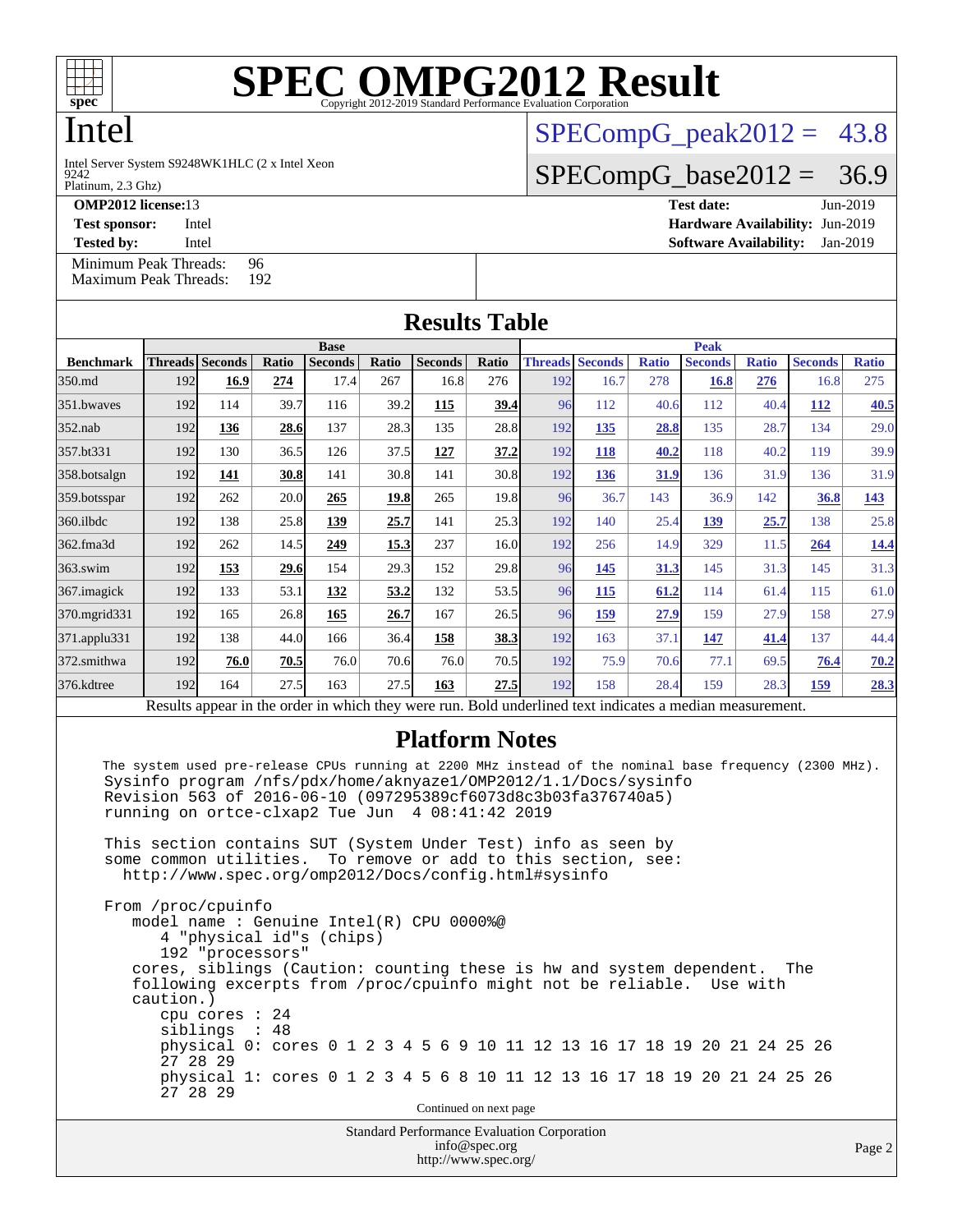# SPEC OMPG2012 Result

Copyright 2012-2019 Standard Performance Evaluation Corporation

# Intel

Intel Server System S9248WK1HLC (2 x Intel Xeon 9242 Platinum, 2.3 Ghz)

SPECompG_peak2012 = 43.8

SPECompG_base2012 = 36.9

**OMP2012 license:** 13 | **Test date:** Jun-2019
**Test sponsor:** Intel | **Hardware Availability:** Jun-2019
**Tested by:** Intel | **Software Availability:** Jan-2019

Minimum Peak Threads: 96
Maximum Peak Threads: 192

## Results Table

| | Base | | | | | | | Peak | | | | | | |
|---|---|---|---|---|---|---|---|---|---|---|---|---|---|---|
| **Benchmark** | **Threads** | **Seconds** | **Ratio** | **Seconds** | **Ratio** | **Seconds** | **Ratio** | **Threads** | **Seconds** | **Ratio** | **Seconds** | **Ratio** | **Seconds** | **Ratio** |
| 350.md | 192 | **16.9** | **274** | 17.4 | 267 | 16.8 | 276 | 192 | 16.7 | 278 | **16.8** | **276** | 16.8 | 275 |
| 351.bwaves | 192 | 114 | 39.7 | 116 | 39.2 | **115** | **39.4** | 96 | 112 | 40.6 | 112 | 40.4 | **112** | **40.5** |
| 352.nab | 192 | **136** | **28.6** | 137 | 28.3 | 135 | 28.8 | 192 | **135** | **28.8** | 135 | 28.7 | 134 | 29.0 |
| 357.bt331 | 192 | 130 | 36.5 | 126 | 37.5 | **127** | **37.2** | 192 | **118** | **40.2** | 118 | 40.2 | 119 | 39.9 |
| 358.botsalgn | 192 | **141** | **30.8** | 141 | 30.8 | 141 | 30.8 | 192 | **136** | **31.9** | 136 | 31.9 | 136 | 31.9 |
| 359.botsspar | 192 | 262 | 20.0 | **265** | **19.8** | 265 | 19.8 | 96 | 36.7 | 143 | 36.9 | 142 | **36.8** | **143** |
| 360.ilbdc | 192 | 138 | 25.8 | **139** | **25.7** | 141 | 25.3 | 192 | 140 | 25.4 | **139** | **25.7** | 138 | 25.8 |
| 362.fma3d | 192 | 262 | 14.5 | **249** | **15.3** | 237 | 16.0 | 192 | 256 | 14.9 | 329 | 11.5 | **264** | **14.4** |
| 363.swim | 192 | **153** | **29.6** | 154 | 29.3 | 152 | 29.8 | 96 | **145** | **31.3** | 145 | 31.3 | 145 | 31.3 |
| 367.imagick | 192 | 133 | 53.1 | **132** | **53.2** | 132 | 53.5 | 96 | **115** | **61.2** | 114 | 61.4 | 115 | 61.0 |
| 370.mgrid331 | 192 | 165 | 26.8 | **165** | **26.7** | 167 | 26.5 | 96 | **159** | **27.9** | 159 | 27.9 | 158 | 27.9 |
| 371.applu331 | 192 | 138 | 44.0 | 166 | 36.4 | **158** | **38.3** | 192 | 163 | 37.1 | **147** | **41.4** | 137 | 44.4 |
| 372.smithwa | 192 | **76.0** | **70.5** | 76.0 | 70.6 | 76.0 | 70.5 | 192 | 75.9 | 70.6 | 77.1 | 69.5 | **76.4** | **70.2** |
| 376.kdtree | 192 | 164 | 27.5 | 163 | 27.5 | **163** | **27.5** | 192 | 158 | 28.4 | 159 | 28.3 | **159** | **28.3** |

Results appear in the order in which they were run. Bold underlined text indicates a median measurement.

## Platform Notes

```
The system used pre-release CPUs running at 2200 MHz instead of the nominal base frequency (2300 MHz).
Sysinfo program /nfs/pdx/home/aknyaze1/OMP2012/1.1/Docs/sysinfo
Revision 563 of 2016-06-10 (097295389cf6073d8c3b03fa376740a5)
running on ortce-clxap2 Tue Jun  4 08:41:42 2019

This section contains SUT (System Under Test) info as seen by
some common utilities.  To remove or add to this section, see:
  http://www.spec.org/omp2012/Docs/config.html#sysinfo

From /proc/cpuinfo
   model name : Genuine Intel(R) CPU 0000%@
      4 "physical id"s (chips)
      192 "processors"
   cores, siblings (Caution: counting these is hw and system dependent.  The
   following excerpts from /proc/cpuinfo might not be reliable.  Use with
   caution.)
      cpu cores : 24
      siblings  : 48
      physical 0: cores 0 1 2 3 4 5 6 9 10 11 12 13 16 17 18 19 20 21 24 25 26
      27 28 29
      physical 1: cores 0 1 2 3 4 5 6 8 10 11 12 13 16 17 18 19 20 21 24 25 26
      27 28 29
```

Continued on next page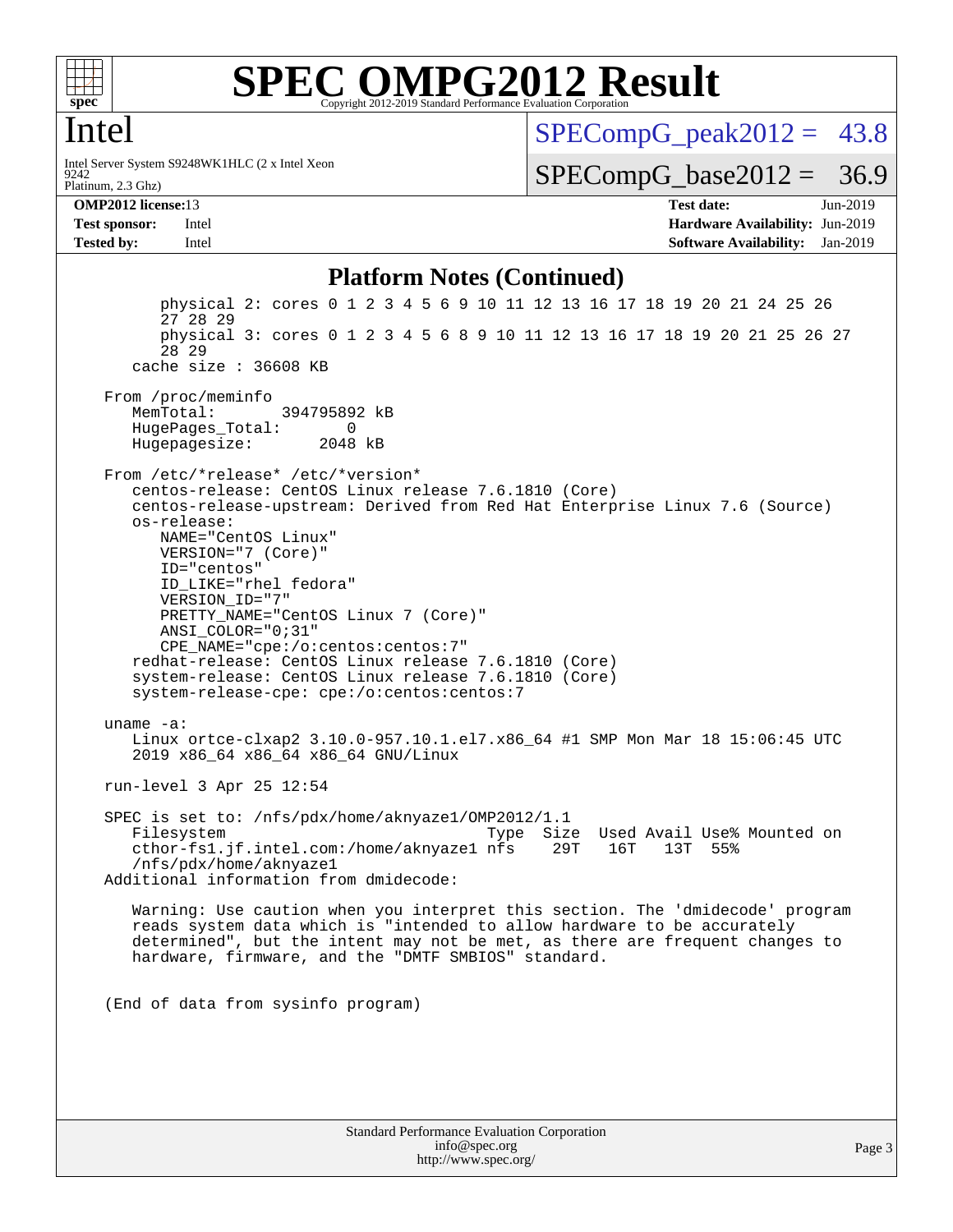## Platform Notes (Continued)

```
        physical 2: cores 0 1 2 3 4 5 6 9 10 11 12 13 16 17 18 19 20 21 24 25 26
        27 28 29
        physical 3: cores 0 1 2 3 4 5 6 8 9 10 11 12 13 16 17 18 19 20 21 25 26 27
        28 29
     cache size : 36608 KB

  From /proc/meminfo
     MemTotal:       394795892 kB
     HugePages_Total:       0
     Hugepagesize:       2048 kB

  From /etc/*release* /etc/*version*
     centos-release: CentOS Linux release 7.6.1810 (Core)
     centos-release-upstream: Derived from Red Hat Enterprise Linux 7.6 (Source)
     os-release:
        NAME="CentOS Linux"
        VERSION="7 (Core)"
        ID="centos"
        ID_LIKE="rhel fedora"
        VERSION_ID="7"
        PRETTY_NAME="CentOS Linux 7 (Core)"
        ANSI_COLOR="0;31"
        CPE_NAME="cpe:/o:centos:centos:7"
     redhat-release: CentOS Linux release 7.6.1810 (Core)
     system-release: CentOS Linux release 7.6.1810 (Core)
     system-release-cpe: cpe:/o:centos:centos:7

  uname -a:
     Linux ortce-clxap2 3.10.0-957.10.1.el7.x86_64 #1 SMP Mon Mar 18 15:06:45 UTC
     2019 x86_64 x86_64 x86_64 GNU/Linux

  run-level 3 Apr 25 12:54

  SPEC is set to: /nfs/pdx/home/aknyaze1/OMP2012/1.1
     Filesystem                           Type  Size  Used Avail Use% Mounted on
     cthor-fs1.jf.intel.com:/home/aknyaze1 nfs    29T   16T   13T  55%
     /nfs/pdx/home/aknyaze1
  Additional information from dmidecode:

     Warning: Use caution when you interpret this section. The 'dmidecode' program
     reads system data which is "intended to allow hardware to be accurately
     determined", but the intent may not be met, as there are frequent changes to
     hardware, firmware, and the "DMTF SMBIOS" standard.


  (End of data from sysinfo program)
```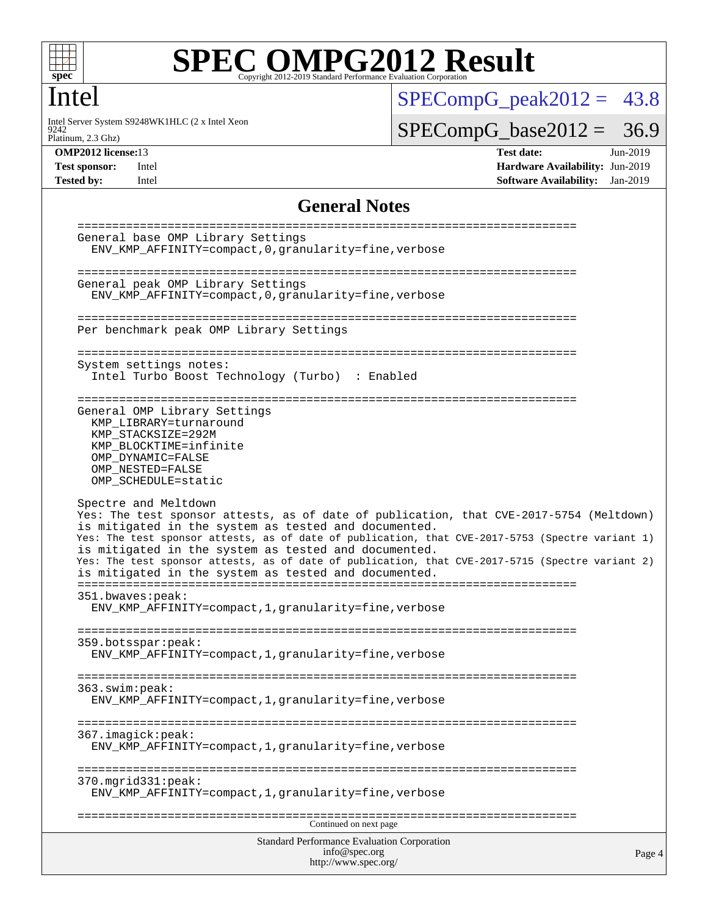# Intel

Intel Server System S9248WK1HLC (2 x Intel Xeon 9242 Platinum, 2.3 Ghz)

SPECompG_peak2012 = 43.8

SPECompG_base2012 = 36.9

**OMP2012 license:** 13 | **Test date:** Jun-2019
**Test sponsor:** Intel | **Hardware Availability:** Jun-2019
**Tested by:** Intel | **Software Availability:** Jan-2019

## General Notes

```
========================================================================
General base OMP Library Settings
  ENV_KMP_AFFINITY=compact,0,granularity=fine,verbose

========================================================================
General peak OMP Library Settings
  ENV_KMP_AFFINITY=compact,0,granularity=fine,verbose

========================================================================
Per benchmark peak OMP Library Settings

========================================================================
System settings notes:
  Intel Turbo Boost Technology (Turbo)  : Enabled

========================================================================
General OMP Library Settings
  KMP_LIBRARY=turnaround
  KMP_STACKSIZE=292M
  KMP_BLOCKTIME=infinite
  OMP_DYNAMIC=FALSE
  OMP_NESTED=FALSE
  OMP_SCHEDULE=static

Spectre and Meltdown
Yes: The test sponsor attests, as of date of publication, that CVE-2017-5754 (Meltdown)
is mitigated in the system as tested and documented.
Yes: The test sponsor attests, as of date of publication, that CVE-2017-5753 (Spectre variant 1)
is mitigated in the system as tested and documented.
Yes: The test sponsor attests, as of date of publication, that CVE-2017-5715 (Spectre variant 2)
is mitigated in the system as tested and documented.
========================================================================
351.bwaves:peak:
  ENV_KMP_AFFINITY=compact,1,granularity=fine,verbose

========================================================================
359.botsspar:peak:
  ENV_KMP_AFFINITY=compact,1,granularity=fine,verbose

========================================================================
363.swim:peak:
  ENV_KMP_AFFINITY=compact,1,granularity=fine,verbose

========================================================================
367.imagick:peak:
  ENV_KMP_AFFINITY=compact,1,granularity=fine,verbose

========================================================================
370.mgrid331:peak:
  ENV_KMP_AFFINITY=compact,1,granularity=fine,verbose

========================================================================
```

Continued on next page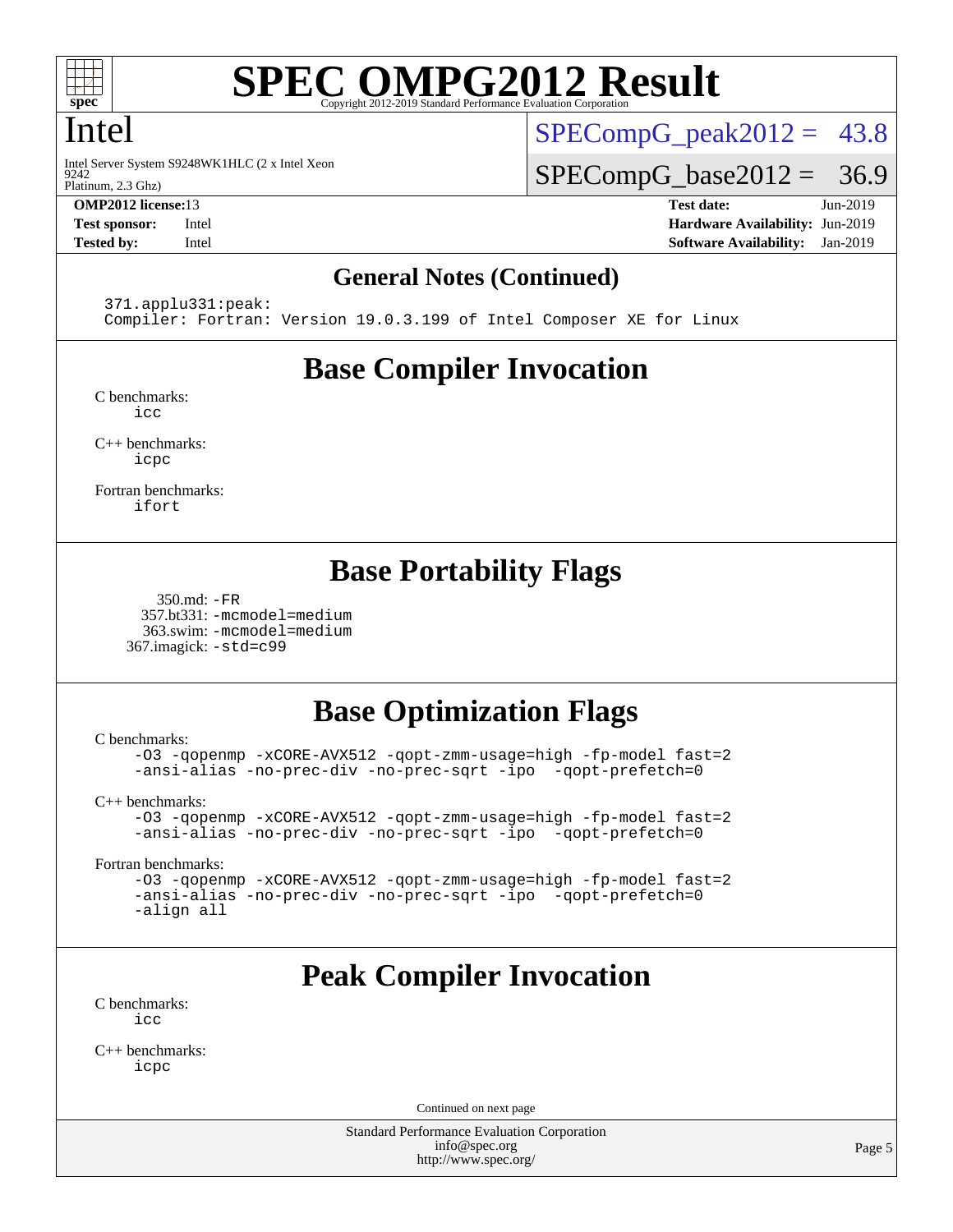# Intel

Intel Server System S9248WK1HLC (2 x Intel Xeon 9242 Platinum, 2.3 Ghz)

SPECompG_peak2012 = 43.8

SPECompG_base2012 = 36.9

**OMP2012 license:** 13
**Test sponsor:** Intel
**Tested by:** Intel

**Test date:** Jun-2019
**Hardware Availability:** Jun-2019
**Software Availability:** Jan-2019

## General Notes (Continued)

```
371.applu331:peak:
Compiler: Fortran: Version 19.0.3.199 of Intel Composer XE for Linux
```

## Base Compiler Invocation

C benchmarks:
`icc`

C++ benchmarks:
`icpc`

Fortran benchmarks:
`ifort`

## Base Portability Flags

350.md: `-FR`
357.bt331: `-mcmodel=medium`
363.swim: `-mcmodel=medium`
367.imagick: `-std=c99`

## Base Optimization Flags

C benchmarks:
```
-O3 -qopenmp -xCORE-AVX512 -qopt-zmm-usage=high -fp-model fast=2
-ansi-alias -no-prec-div -no-prec-sqrt -ipo  -qopt-prefetch=0
```

C++ benchmarks:
```
-O3 -qopenmp -xCORE-AVX512 -qopt-zmm-usage=high -fp-model fast=2
-ansi-alias -no-prec-div -no-prec-sqrt -ipo  -qopt-prefetch=0
```

Fortran benchmarks:
```
-O3 -qopenmp -xCORE-AVX512 -qopt-zmm-usage=high -fp-model fast=2
-ansi-alias -no-prec-div -no-prec-sqrt -ipo  -qopt-prefetch=0
-align all
```

## Peak Compiler Invocation

C benchmarks:
`icc`

C++ benchmarks:
`icpc`

Continued on next page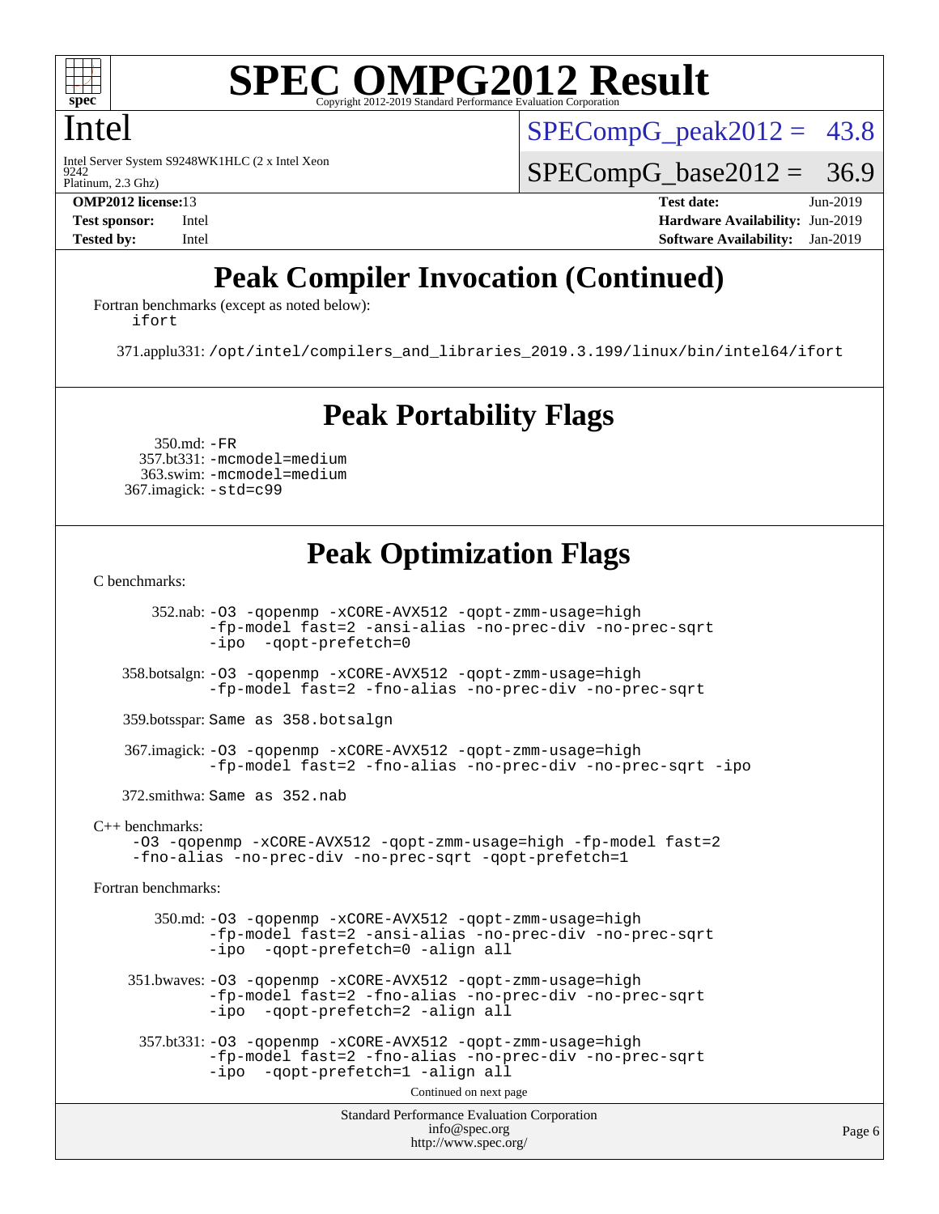# Peak Compiler Invocation (Continued)

Fortran benchmarks (except as noted below):

ifort

371.applu331: /opt/intel/compilers_and_libraries_2019.3.199/linux/bin/intel64/ifort

# Peak Portability Flags

350.md: -FR
357.bt331: -mcmodel=medium
363.swim: -mcmodel=medium
367.imagick: -std=c99

# Peak Optimization Flags

C benchmarks:

352.nab: -O3 -qopenmp -xCORE-AVX512 -qopt-zmm-usage=high -fp-model fast=2 -ansi-alias -no-prec-div -no-prec-sqrt -ipo -qopt-prefetch=0

358.botsalgn: -O3 -qopenmp -xCORE-AVX512 -qopt-zmm-usage=high -fp-model fast=2 -fno-alias -no-prec-div -no-prec-sqrt

359.botsspar: Same as 358.botsalgn

367.imagick: -O3 -qopenmp -xCORE-AVX512 -qopt-zmm-usage=high -fp-model fast=2 -fno-alias -no-prec-div -no-prec-sqrt -ipo

372.smithwa: Same as 352.nab

C++ benchmarks:

-O3 -qopenmp -xCORE-AVX512 -qopt-zmm-usage=high -fp-model fast=2 -fno-alias -no-prec-div -no-prec-sqrt -qopt-prefetch=1

Fortran benchmarks:

350.md: -O3 -qopenmp -xCORE-AVX512 -qopt-zmm-usage=high -fp-model fast=2 -ansi-alias -no-prec-div -no-prec-sqrt -ipo -qopt-prefetch=0 -align all

351.bwaves: -O3 -qopenmp -xCORE-AVX512 -qopt-zmm-usage=high -fp-model fast=2 -fno-alias -no-prec-div -no-prec-sqrt -ipo -qopt-prefetch=2 -align all

357.bt331: -O3 -qopenmp -xCORE-AVX512 -qopt-zmm-usage=high -fp-model fast=2 -fno-alias -no-prec-div -no-prec-sqrt -ipo -qopt-prefetch=1 -align all

Continued on next page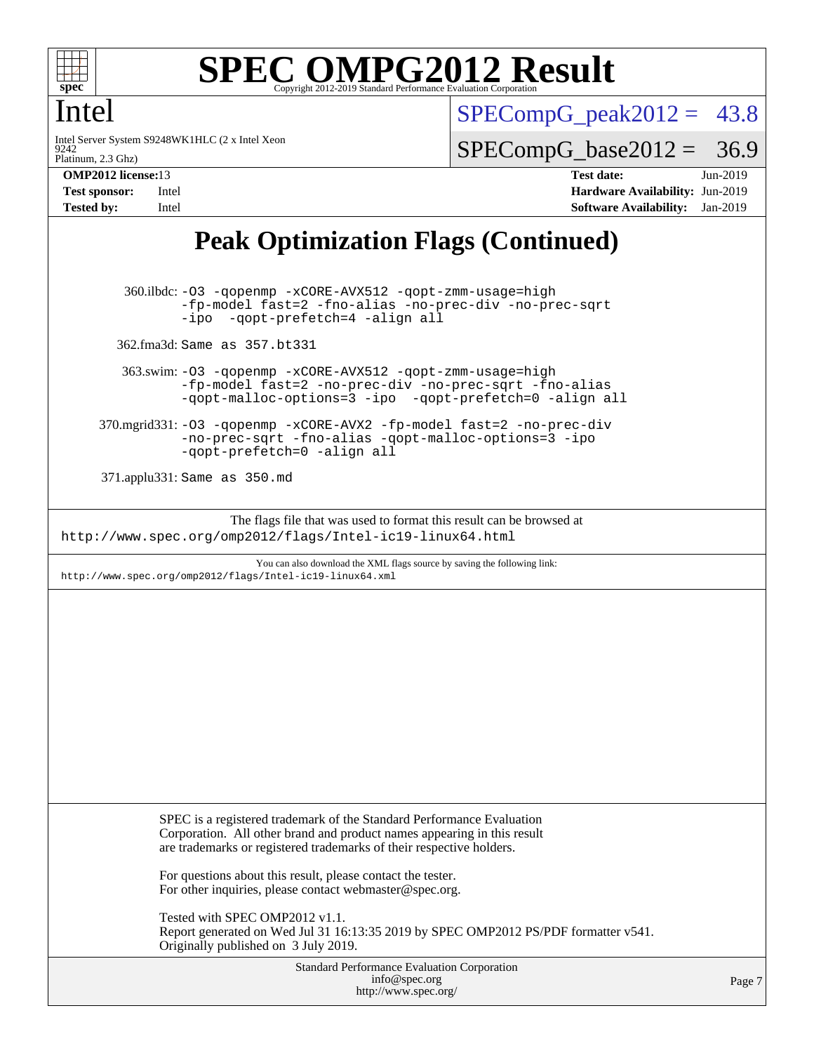# Peak Optimization Flags (Continued)

360.ilbdc: -O3 -qopenmp -xCORE-AVX512 -qopt-zmm-usage=high -fp-model fast=2 -fno-alias -no-prec-div -no-prec-sqrt -ipo -qopt-prefetch=4 -align all

362.fma3d: Same as 357.bt331

363.swim: -O3 -qopenmp -xCORE-AVX512 -qopt-zmm-usage=high -fp-model fast=2 -no-prec-div -no-prec-sqrt -fno-alias -qopt-malloc-options=3 -ipo -qopt-prefetch=0 -align all

370.mgrid331: -O3 -qopenmp -xCORE-AVX2 -fp-model fast=2 -no-prec-div -no-prec-sqrt -fno-alias -qopt-malloc-options=3 -ipo -qopt-prefetch=0 -align all

371.applu331: Same as 350.md

The flags file that was used to format this result can be browsed at
http://www.spec.org/omp2012/flags/Intel-ic19-linux64.html

You can also download the XML flags source by saving the following link:
http://www.spec.org/omp2012/flags/Intel-ic19-linux64.xml

SPEC is a registered trademark of the Standard Performance Evaluation Corporation. All other brand and product names appearing in this result are trademarks or registered trademarks of their respective holders.

For questions about this result, please contact the tester.
For other inquiries, please contact webmaster@spec.org.

Tested with SPEC OMP2012 v1.1.
Report generated on Wed Jul 31 16:13:35 2019 by SPEC OMP2012 PS/PDF formatter v541.
Originally published on 3 July 2019.